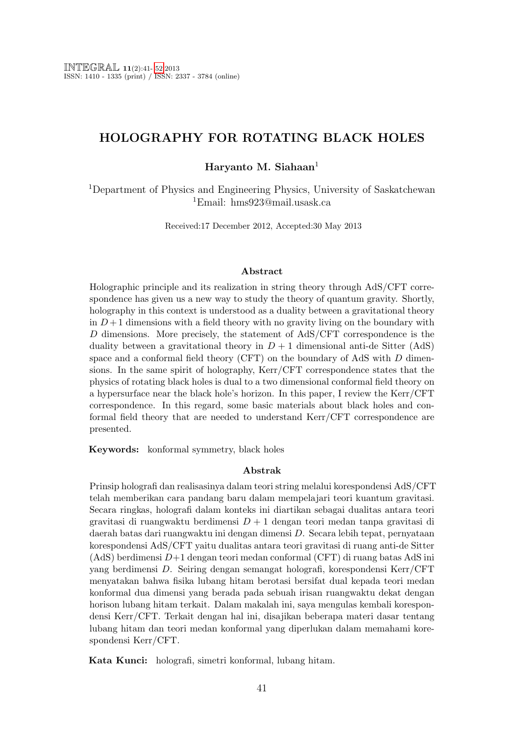# HOLOGRAPHY FOR ROTATING BLACK HOLES

**Haryanto M. Siahaan**[1]

[1]Department of Physics and Engineering Physics, University of Saskatchewan
[1]Email: hms923@mail.usask.ca

Received:17 December 2012, Accepted:30 May 2013

### Abstract

Holographic principle and its realization in string theory through AdS/CFT correspondence has given us a new way to study the theory of quantum gravity. Shortly, holography in this context is understood as a duality between a gravitational theory in $D+1$ dimensions with a field theory with no gravity living on the boundary with $D$ dimensions. More precisely, the statement of AdS/CFT correspondence is the duality between a gravitational theory in $D+1$ dimensional anti-de Sitter (AdS) space and a conformal field theory (CFT) on the boundary of AdS with $D$ dimensions. In the same spirit of holography, Kerr/CFT correspondence states that the physics of rotating black holes is dual to a two dimensional conformal field theory on a hypersurface near the black hole's horizon. In this paper, I review the Kerr/CFT correspondence. In this regard, some basic materials about black holes and conformal field theory that are needed to understand Kerr/CFT correspondence are presented.

**Keywords:** konformal symmetry, black holes

### Abstrak

Prinsip holografi dan realisasinya dalam teori string melalui korespondensi AdS/CFT telah memberikan cara pandang baru dalam mempelajari teori kuantum gravitasi. Secara ringkas, holografi dalam konteks ini diartikan sebagai dualitas antara teori gravitasi di ruangwaktu berdimensi $D+1$ dengan teori medan tanpa gravitasi di daerah batas dari ruangwaktu ini dengan dimensi $D$. Secara lebih tepat, pernyataan korespondensi AdS/CFT yaitu dualitas antara teori gravitasi di ruang anti-de Sitter (AdS) berdimensi $D+1$ dengan teori medan conformal (CFT) di ruang batas AdS ini yang berdimensi $D$. Seiring dengan semangat holografi, korespondensi Kerr/CFT menyatakan bahwa fisika lubang hitam berotasi bersifat dual kepada teori medan konformal dua dimensi yang berada pada sebuah irisan ruangwaktu dekat dengan horison lubang hitam terkait. Dalam makalah ini, saya mengulas kembali korespondensi Kerr/CFT. Terkait dengan hal ini, disajikan beberapa materi dasar tentang lubang hitam dan teori medan konformal yang diperlukan dalam memahami korespondensi Kerr/CFT.

**Kata Kunci:** holografi, simetri konformal, lubang hitam.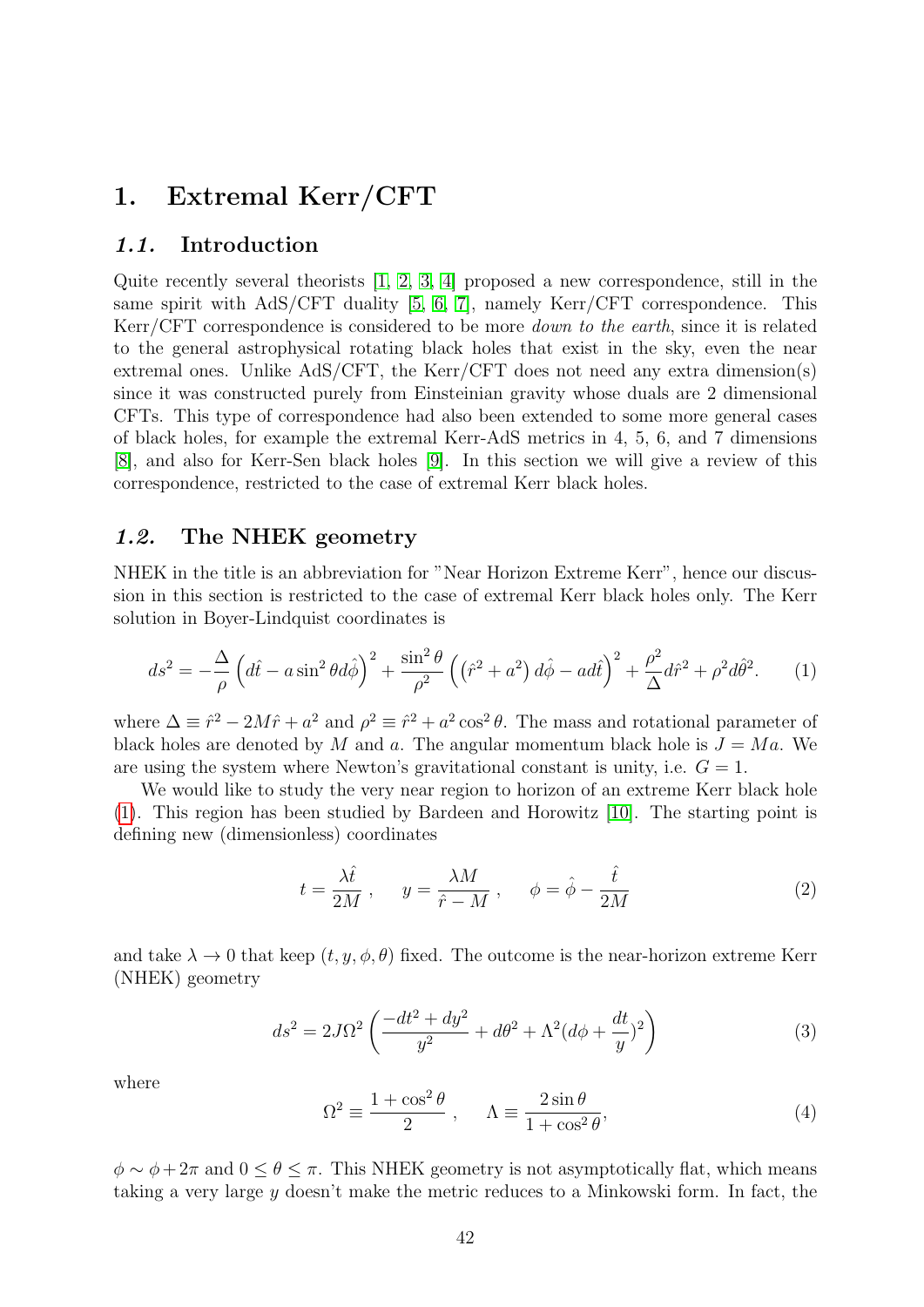# 1. Extremal Kerr/CFT

## 1.1. Introduction

Quite recently several theorists [1, 2, 3, 4] proposed a new correspondence, still in the same spirit with AdS/CFT duality [5, 6, 7], namely Kerr/CFT correspondence. This Kerr/CFT correspondence is considered to be more *down to the earth*, since it is related to the general astrophysical rotating black holes that exist in the sky, even the near extremal ones. Unlike AdS/CFT, the Kerr/CFT does not need any extra dimension(s) since it was constructed purely from Einsteinian gravity whose duals are 2 dimensional CFTs. This type of correspondence had also been extended to some more general cases of black holes, for example the extremal Kerr-AdS metrics in 4, 5, 6, and 7 dimensions [8], and also for Kerr-Sen black holes [9]. In this section we will give a review of this correspondence, restricted to the case of extremal Kerr black holes.

## 1.2. The NHEK geometry

NHEK in the title is an abbreviation for "Near Horizon Extreme Kerr", hence our discussion in this section is restricted to the case of extremal Kerr black holes only. The Kerr solution in Boyer-Lindquist coordinates is

$$ds^2 = -\frac{\Delta}{\rho}\left(d\hat{t} - a\sin^2\theta d\hat{\phi}\right)^2 + \frac{\sin^2\theta}{\rho^2}\left(\left(\hat{r}^2+a^2\right)d\hat{\phi} - ad\hat{t}\right)^2 + \frac{\rho^2}{\Delta}d\hat{r}^2 + \rho^2 d\hat{\theta}^2. \quad (1)$$

where $\Delta \equiv \hat{r}^2 - 2M\hat{r} + a^2$ and $\rho^2 \equiv \hat{r}^2 + a^2\cos^2\theta$. The mass and rotational parameter of black holes are denoted by $M$ and $a$. The angular momentum black hole is $J = Ma$. We are using the system where Newton's gravitational constant is unity, i.e. $G = 1$.

We would like to study the very near region to horizon of an extreme Kerr black hole (1). This region has been studied by Bardeen and Horowitz [10]. The starting point is defining new (dimensionless) coordinates

$$t = \frac{\lambda\hat{t}}{2M}\ , \qquad y = \frac{\lambda M}{\hat{r} - M}\ , \qquad \phi = \hat{\phi} - \frac{\hat{t}}{2M} \quad (2)$$

and take $\lambda \to 0$ that keep $(t, y, \phi, \theta)$ fixed. The outcome is the near-horizon extreme Kerr (NHEK) geometry

$$ds^2 = 2J\Omega^2\left(\frac{-dt^2 + dy^2}{y^2} + d\theta^2 + \Lambda^2(d\phi + \frac{dt}{y})^2\right) \quad (3)$$

where

$$\Omega^2 \equiv \frac{1+\cos^2\theta}{2}\ , \qquad \Lambda \equiv \frac{2\sin\theta}{1+\cos^2\theta}, \quad (4)$$

$\phi \sim \phi + 2\pi$ and $0 \leq \theta \leq \pi$. This NHEK geometry is not asymptotically flat, which means taking a very large $y$ doesn't make the metric reduces to a Minkowski form. In fact, the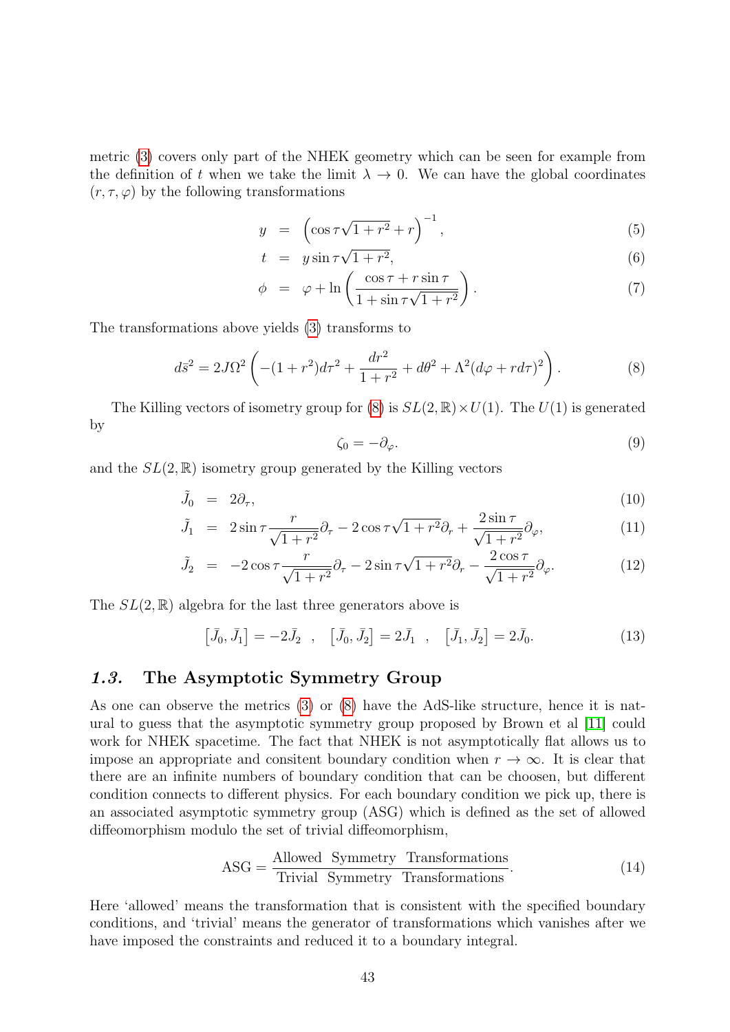metric (3) covers only part of the NHEK geometry which can be seen for example from the definition of $t$ when we take the limit $\lambda \to 0$. We can have the global coordinates $(r, \tau, \varphi)$ by the following transformations

$$y = \left(\cos\tau\sqrt{1+r^2} + r\right)^{-1}, \quad (5)$$

$$t = y \sin\tau\sqrt{1+r^2}, \quad (6)$$

$$\phi = \varphi + \ln\left(\frac{\cos\tau + r\sin\tau}{1 + \sin\tau\sqrt{1+r^2}}\right). \quad (7)$$

The transformations above yields (3) transforms to

$$d\bar{s}^2 = 2J\Omega^2\left(-(1+r^2)d\tau^2 + \frac{dr^2}{1+r^2} + d\theta^2 + \Lambda^2(d\varphi + rd\tau)^2\right). \quad (8)$$

The Killing vectors of isometry group for (8) is $SL(2,\mathbb{R}) \times U(1)$. The $U(1)$ is generated by

$$\zeta_0 = -\partial_\varphi. \quad (9)$$

and the $SL(2,\mathbb{R})$ isometry group generated by the Killing vectors

$$\tilde{J}_0 = 2\partial_\tau, \quad (10)$$

$$\tilde{J}_1 = 2\sin\tau\frac{r}{\sqrt{1+r^2}}\partial_\tau - 2\cos\tau\sqrt{1+r^2}\partial_r + \frac{2\sin\tau}{\sqrt{1+r^2}}\partial_\varphi, \quad (11)$$

$$\tilde{J}_2 = -2\cos\tau\frac{r}{\sqrt{1+r^2}}\partial_\tau - 2\sin\tau\sqrt{1+r^2}\partial_r - \frac{2\cos\tau}{\sqrt{1+r^2}}\partial_\varphi. \quad (12)$$

The $SL(2,\mathbb{R})$ algebra for the last three generators above is

$$\left[\bar{J}_0, \bar{J}_1\right] = -2\bar{J}_2 \quad , \quad \left[\bar{J}_0, \bar{J}_2\right] = 2\bar{J}_1 \quad , \quad \left[\bar{J}_1, \bar{J}_2\right] = 2\bar{J}_0. \quad (13)$$

### *1.3.* The Asymptotic Symmetry Group

As one can observe the metrics (3) or (8) have the AdS-like structure, hence it is natural to guess that the asymptotic symmetry group proposed by Brown et al [11] could work for NHEK spacetime. The fact that NHEK is not asymptotically flat allows us to impose an appropriate and consitent boundary condition when $r \to \infty$. It is clear that there are an infinite numbers of boundary condition that can be choosen, but different condition connects to different physics. For each boundary condition we pick up, there is an associated asymptotic symmetry group (ASG) which is defined as the set of allowed diffeomorphism modulo the set of trivial diffeomorphism,

$$\text{ASG} = \frac{\text{Allowed \ Symmetry \ Transformations}}{\text{Trivial \ Symmetry \ Transformations}}. \quad (14)$$

Here 'allowed' means the transformation that is consistent with the specified boundary conditions, and 'trivial' means the generator of transformations which vanishes after we have imposed the constraints and reduced it to a boundary integral.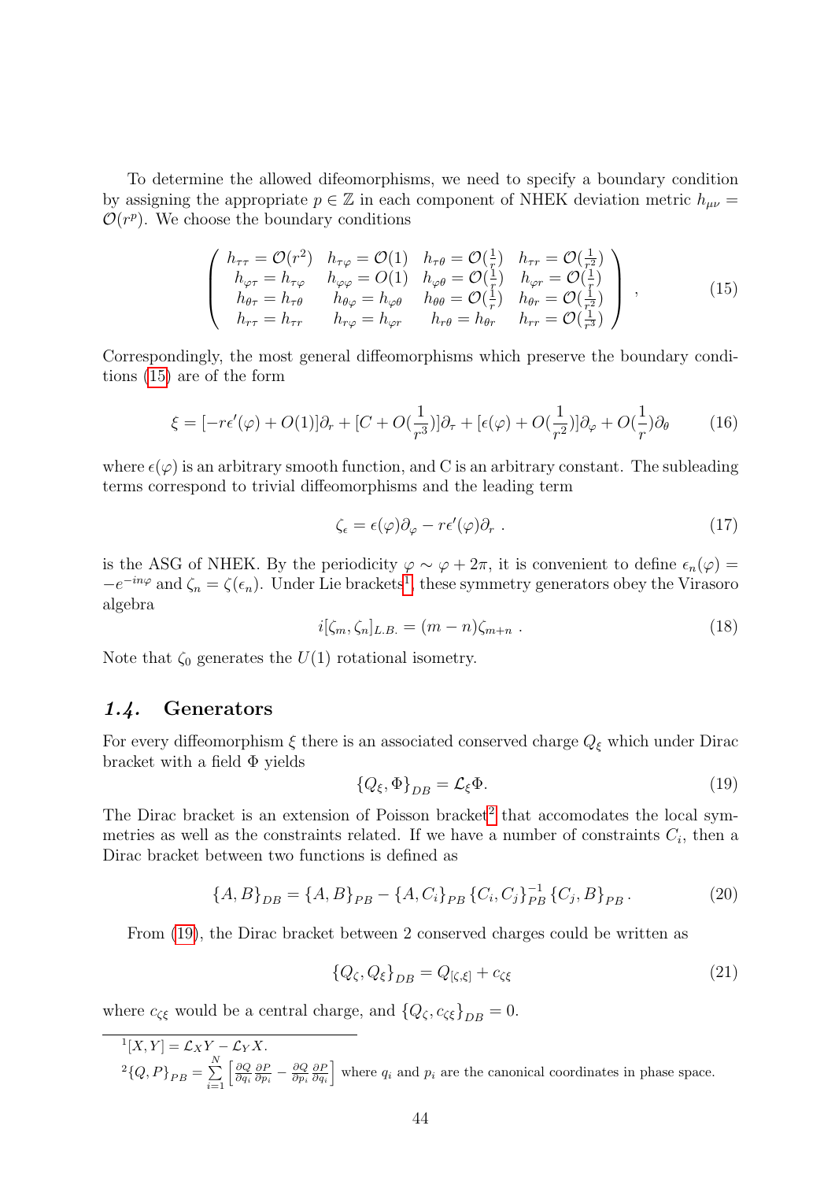To determine the allowed difeomorphisms, we need to specify a boundary condition by assigning the appropriate $p \in \mathbb{Z}$ in each component of NHEK deviation metric $h_{\mu\nu} = \mathcal{O}(r^p)$. We choose the boundary conditions

$$
\begin{pmatrix}
h_{\tau\tau} = \mathcal{O}(r^2) & h_{\tau\varphi} = \mathcal{O}(1) & h_{\tau\theta} = \mathcal{O}(\frac{1}{r}) & h_{\tau r} = \mathcal{O}(\frac{1}{r^2}) \\
h_{\varphi\tau} = h_{\tau\varphi} & h_{\varphi\varphi} = O(1) & h_{\varphi\theta} = \mathcal{O}(\frac{1}{r}) & h_{\varphi r} = \mathcal{O}(\frac{1}{r}) \\
h_{\theta\tau} = h_{\tau\theta} & h_{\theta\varphi} = h_{\varphi\theta} & h_{\theta\theta} = \mathcal{O}(\frac{1}{r}) & h_{\theta r} = \mathcal{O}(\frac{1}{r^2}) \\
h_{r\tau} = h_{\tau r} & h_{r\varphi} = h_{\varphi r} & h_{r\theta} = h_{\theta r} & h_{rr} = \mathcal{O}(\frac{1}{r^3})
\end{pmatrix} , \tag{15}
$$

Correspondingly, the most general diffeomorphisms which preserve the boundary conditions (15) are of the form

$$
\xi = [-r\epsilon'(\varphi) + O(1)]\partial_r + [C + O(\frac{1}{r^3})]\partial_\tau + [\epsilon(\varphi) + O(\frac{1}{r^2})]\partial_\varphi + O(\frac{1}{r})\partial_\theta \tag{16}
$$

where $\epsilon(\varphi)$ is an arbitrary smooth function, and C is an arbitrary constant. The subleading terms correspond to trivial diffeomorphisms and the leading term

$$
\zeta_\epsilon = \epsilon(\varphi)\partial_\varphi - r\epsilon'(\varphi)\partial_r \ . \tag{17}
$$

is the ASG of NHEK. By the periodicity $\varphi \sim \varphi + 2\pi$, it is convenient to define $\epsilon_n(\varphi) = -e^{-in\varphi}$ and $\zeta_n = \zeta(\epsilon_n)$. Under Lie brackets[1], these symmetry generators obey the Virasoro algebra

$$
i[\zeta_m, \zeta_n]_{L.B.} = (m - n)\zeta_{m+n} \ . \tag{18}
$$

Note that $\zeta_0$ generates the $U(1)$ rotational isometry.

## 1.4. Generators

For every diffeomorphism $\xi$ there is an associated conserved charge $Q_\xi$ which under Dirac bracket with a field $\Phi$ yields

$$
\{Q_\xi, \Phi\}_{DB} = \mathcal{L}_\xi \Phi. \tag{19}
$$

The Dirac bracket is an extension of Poisson bracket[2] that accomodates the local symmetries as well as the constraints related. If we have a number of constraints $C_i$, then a Dirac bracket between two functions is defined as

$$
\{A, B\}_{DB} = \{A, B\}_{PB} - \{A, C_i\}_{PB} \{C_i, C_j\}^{-1}_{PB} \{C_j, B\}_{PB} . \tag{20}
$$

From (19), the Dirac bracket between 2 conserved charges could be written as

$$
\{Q_\zeta, Q_\xi\}_{DB} = Q_{[\zeta,\xi]} + c_{\zeta\xi} \tag{21}
$$

where $c_{\zeta\xi}$ would be a central charge, and $\{Q_\zeta, c_{\zeta\xi}\}_{DB} = 0$.

---

[1] $[X, Y] = \mathcal{L}_X Y - \mathcal{L}_Y X$.

[2] $\{Q, P\}_{PB} = \sum_{i=1}^{N} \left[ \frac{\partial Q}{\partial q_i} \frac{\partial P}{\partial p_i} - \frac{\partial Q}{\partial p_i} \frac{\partial P}{\partial q_i} \right]$ where $q_i$ and $p_i$ are the canonical coordinates in phase space.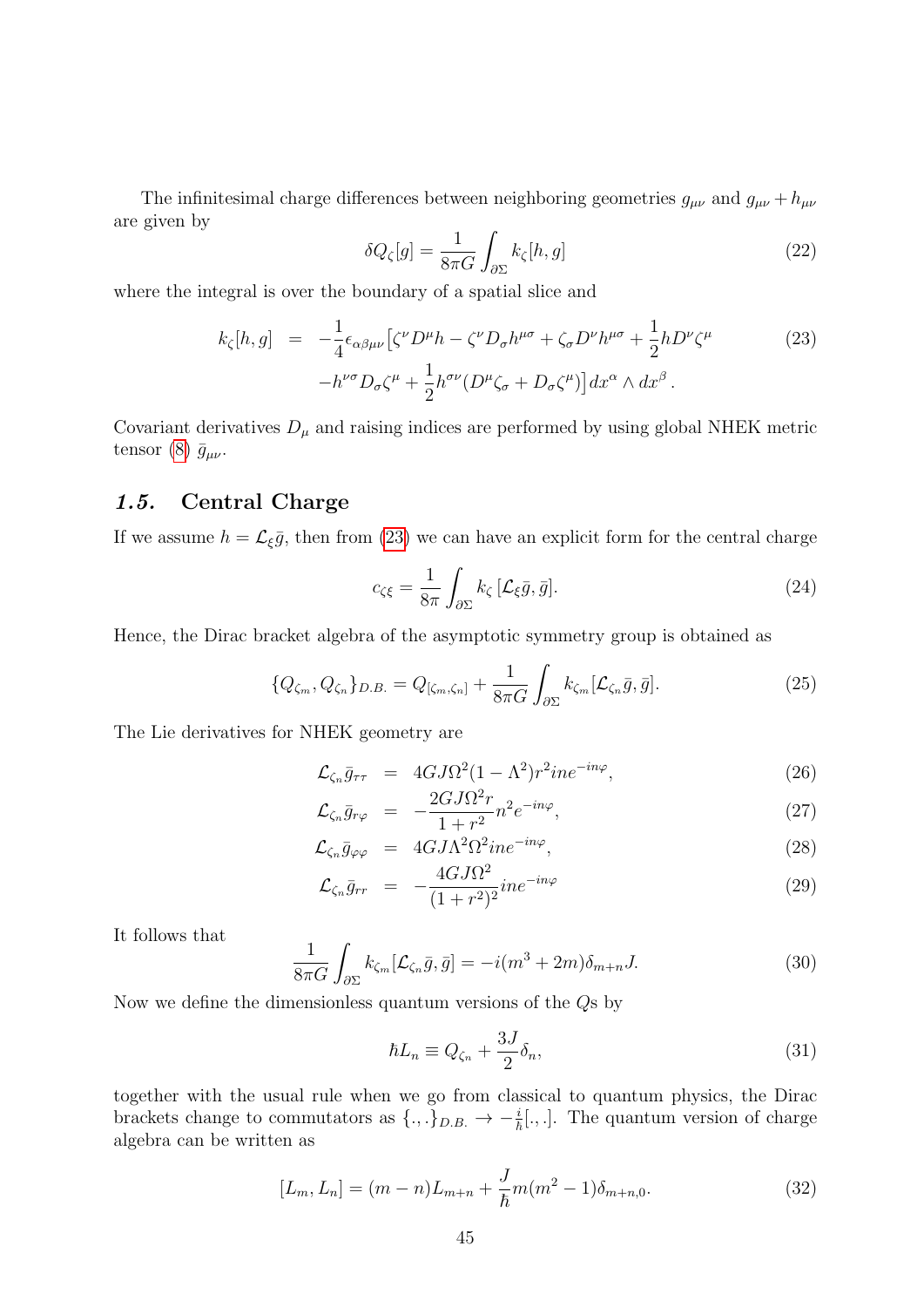The infinitesimal charge differences between neighboring geometries $g_{\mu\nu}$ and $g_{\mu\nu} + h_{\mu\nu}$ are given by

$$\delta Q_\zeta[g] = \frac{1}{8\pi G}\int_{\partial\Sigma} k_\zeta[h,g] \tag{22}$$

where the integral is over the boundary of a spatial slice and

$$\begin{aligned} k_\zeta[h,g] &= -\frac{1}{4}\epsilon_{\alpha\beta\mu\nu}\big[\zeta^\nu D^\mu h - \zeta^\nu D_\sigma h^{\mu\sigma} + \zeta_\sigma D^\nu h^{\mu\sigma} + \frac{1}{2} h D^\nu \zeta^\mu \\ &\quad - h^{\nu\sigma} D_\sigma \zeta^\mu + \frac{1}{2} h^{\sigma\nu}(D^\mu \zeta_\sigma + D_\sigma \zeta^\mu)\big] dx^\alpha \wedge dx^\beta \,. \end{aligned} \tag{23}$$

Covariant derivatives $D_\mu$ and raising indices are performed by using global NHEK metric tensor (8) $\bar{g}_{\mu\nu}$.

## *1.5.* Central Charge

If we assume $h = \mathcal{L}_\xi \bar{g}$, then from (23) we can have an explicit form for the central charge

$$c_{\zeta\xi} = \frac{1}{8\pi}\int_{\partial\Sigma} k_\zeta\,[\mathcal{L}_\xi \bar{g}, \bar{g}]. \tag{24}$$

Hence, the Dirac bracket algebra of the asymptotic symmetry group is obtained as

$$\{Q_{\zeta_m}, Q_{\zeta_n}\}_{D.B.} = Q_{[\zeta_m,\zeta_n]} + \frac{1}{8\pi G}\int_{\partial\Sigma} k_{\zeta_m}[\mathcal{L}_{\zeta_n}\bar{g}, \bar{g}]. \tag{25}$$

The Lie derivatives for NHEK geometry are

$$\mathcal{L}_{\zeta_n}\bar{g}_{\tau\tau} = 4GJ\Omega^2(1-\Lambda^2) r^2 i n e^{-in\varphi}, \tag{26}$$

$$\mathcal{L}_{\zeta_n}\bar{g}_{r\varphi} = -\frac{2GJ\Omega^2 r}{1+r^2} n^2 e^{-in\varphi}, \tag{27}$$

$$\mathcal{L}_{\zeta_n}\bar{g}_{\varphi\varphi} = 4GJ\Lambda^2\Omega^2 i n e^{-in\varphi}, \tag{28}$$

$$\mathcal{L}_{\zeta_n}\bar{g}_{rr} = -\frac{4GJ\Omega^2}{(1+r^2)^2} i n e^{-in\varphi} \tag{29}$$

It follows that

$$\frac{1}{8\pi G}\int_{\partial\Sigma} k_{\zeta_m}[\mathcal{L}_{\zeta_n}\bar{g}, \bar{g}] = -i(m^3 + 2m)\delta_{m+n} J. \tag{30}$$

Now we define the dimensionless quantum versions of the $Q$s by

$$\hbar L_n \equiv Q_{\zeta_n} + \frac{3J}{2}\delta_n, \tag{31}$$

together with the usual rule when we go from classical to quantum physics, the Dirac brackets change to commutators as $\{.,.\}_{D.B.} \to -\frac{i}{\hbar}[.,.]$. The quantum version of charge algebra can be written as

$$[L_m, L_n] = (m-n)L_{m+n} + \frac{J}{\hbar} m(m^2-1)\delta_{m+n,0}. \tag{32}$$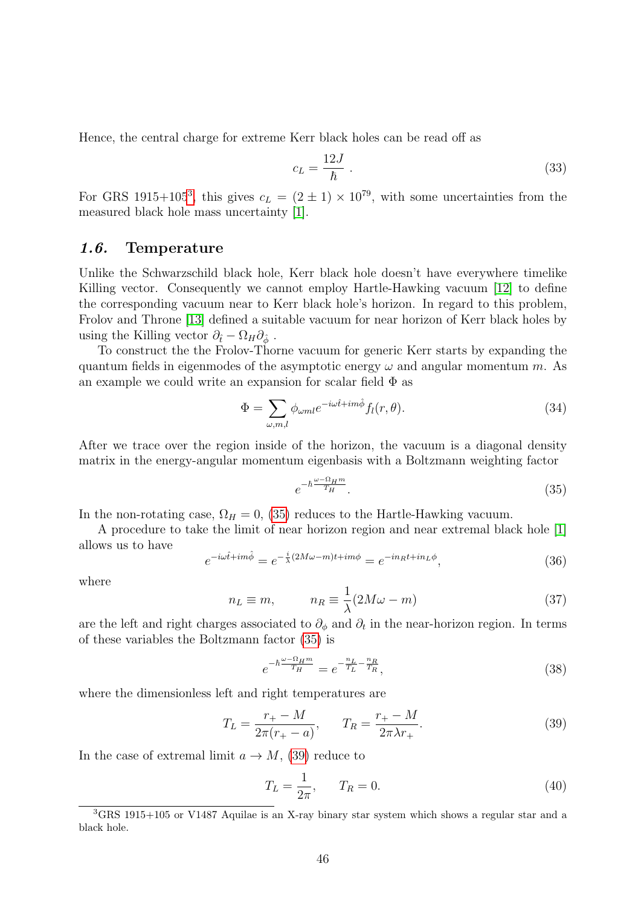Hence, the central charge for extreme Kerr black holes can be read off as

$$c_L = \frac{12J}{\hbar} \ . \tag{33}$$

For GRS 1915+105[3], this gives $c_L = (2 \pm 1) \times 10^{79}$, with some uncertainties from the measured black hole mass uncertainty [1].

### *1.6.* Temperature

Unlike the Schwarzschild black hole, Kerr black hole doesn't have everywhere timelike Killing vector. Consequently we cannot employ Hartle-Hawking vacuum [12] to define the corresponding vacuum near to Kerr black hole's horizon. In regard to this problem, Frolov and Throne [13] defined a suitable vacuum for near horizon of Kerr black holes by using the Killing vector $\partial_{\hat{t}} - \Omega_H \partial_{\hat{\phi}}$ .

To construct the the Frolov-Thorne vacuum for generic Kerr starts by expanding the quantum fields in eigenmodes of the asymptotic energy $\omega$ and angular momentum $m$. As an example we could write an expansion for scalar field $\Phi$ as

$$\Phi = \sum_{\omega,m,l} \phi_{\omega m l} e^{-i\omega \hat{t} + im\hat{\phi}} f_l(r,\theta). \tag{34}$$

After we trace over the region inside of the horizon, the vacuum is a diagonal density matrix in the energy-angular momentum eigenbasis with a Boltzmann weighting factor

$$e^{-\hbar \frac{\omega - \Omega_H m}{T_H}}. \tag{35}$$

In the non-rotating case, $\Omega_H = 0$, (35) reduces to the Hartle-Hawking vacuum.

A procedure to take the limit of near horizon region and near extremal black hole [1] allows us to have

$$e^{-i\omega\hat{t} + im\hat{\phi}} = e^{-\frac{i}{\lambda}(2M\omega - m)t + im\phi} = e^{-in_R t + in_L \phi}, \tag{36}$$

where

$$n_L \equiv m, \qquad n_R \equiv \frac{1}{\lambda}(2M\omega - m) \tag{37}$$

are the left and right charges associated to $\partial_\phi$ and $\partial_t$ in the near-horizon region. In terms of these variables the Boltzmann factor (35) is

$$e^{-\hbar \frac{\omega - \Omega_H m}{T_H}} = e^{-\frac{n_L}{T_L} - \frac{n_R}{T_R}}, \tag{38}$$

where the dimensionless left and right temperatures are

$$T_L = \frac{r_+ - M}{2\pi(r_+ - a)}, \qquad T_R = \frac{r_+ - M}{2\pi\lambda r_+}. \tag{39}$$

In the case of extremal limit $a \to M$, (39) reduce to

$$T_L = \frac{1}{2\pi}, \qquad T_R = 0. \tag{40}$$

[3] GRS 1915+105 or V1487 Aquilae is an X-ray binary star system which shows a regular star and a black hole.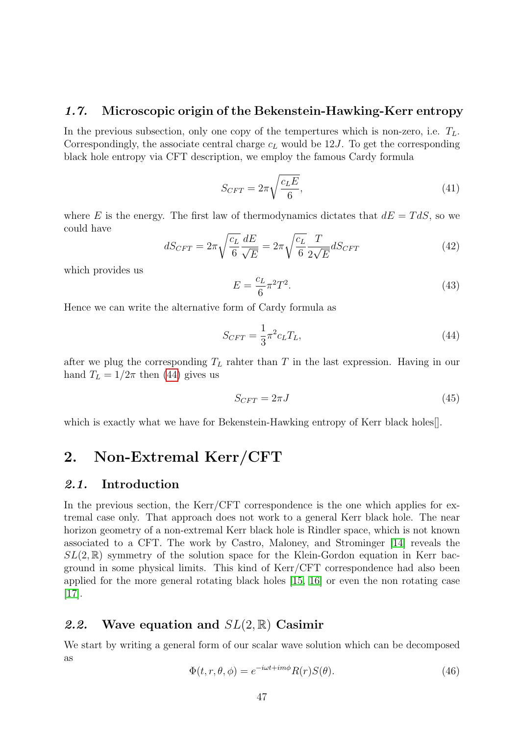### *1.7.* Microscopic origin of the Bekenstein-Hawking-Kerr entropy

In the previous subsection, only one copy of the tempertures which is non-zero, i.e. $T_L$. Correspondingly, the associate central charge $c_L$ would be $12J$. To get the corresponding black hole entropy via CFT description, we employ the famous Cardy formula

$$S_{CFT} = 2\pi\sqrt{\frac{c_L E}{6}}, \tag{41}$$

where $E$ is the energy. The first law of thermodynamics dictates that $dE = TdS$, so we could have

$$dS_{CFT} = 2\pi\sqrt{\frac{c_L}{6}}\frac{dE}{\sqrt{E}} = 2\pi\sqrt{\frac{c_L}{6}}\frac{T}{2\sqrt{E}}dS_{CFT} \tag{42}$$

which provides us

$$E = \frac{c_L}{6}\pi^2 T^2. \tag{43}$$

Hence we can write the alternative form of Cardy formula as

$$S_{CFT} = \frac{1}{3}\pi^2 c_L T_L, \tag{44}$$

after we plug the corresponding $T_L$ rahter than $T$ in the last expression. Having in our hand $T_L = 1/2\pi$ then (44) gives us

$$S_{CFT} = 2\pi J \tag{45}$$

which is exactly what we have for Bekenstein-Hawking entropy of Kerr black holes[].

# 2. Non-Extremal Kerr/CFT

### *2.1.* Introduction

In the previous section, the Kerr/CFT correspondence is the one which applies for extremal case only. That approach does not work to a general Kerr black hole. The near horizon geometry of a non-extremal Kerr black hole is Rindler space, which is not known associated to a CFT. The work by Castro, Maloney, and Strominger [14] reveals the $SL(2,\mathbb{R})$ symmetry of the solution space for the Klein-Gordon equation in Kerr bacground in some physical limits. This kind of Kerr/CFT correspondence had also been applied for the more general rotating black holes [15, 16] or even the non rotating case [17].

### *2.2.* Wave equation and $SL(2,\mathbb{R})$ Casimir

We start by writing a general form of our scalar wave solution which can be decomposed as

$$\Phi(t, r, \theta, \phi) = e^{-i\omega t + im\phi}R(r)S(\theta). \tag{46}$$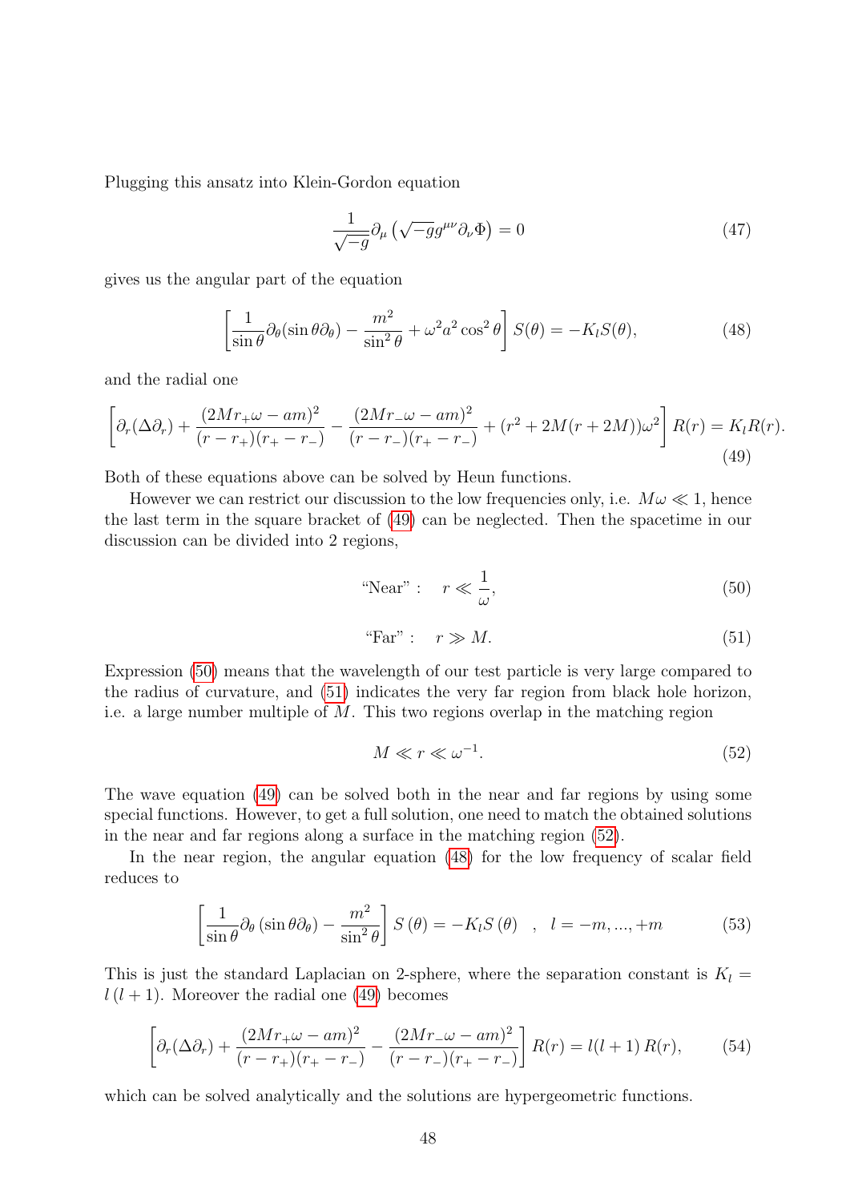Plugging this ansatz into Klein-Gordon equation

$$\frac{1}{\sqrt{-g}}\partial_\mu\left(\sqrt{-g}g^{\mu\nu}\partial_\nu\Phi\right)=0 \tag{47}$$

gives us the angular part of the equation

$$\left[\frac{1}{\sin\theta}\partial_\theta(\sin\theta\partial_\theta)-\frac{m^2}{\sin^2\theta}+\omega^2a^2\cos^2\theta\right]S(\theta)=-K_lS(\theta), \tag{48}$$

and the radial one

$$\left[\partial_r(\Delta\partial_r)+\frac{(2Mr_+\omega-am)^2}{(r-r_+)(r_+-r_-)}-\frac{(2Mr_-\omega-am)^2}{(r-r_-)(r_+-r_-)}+(r^2+2M(r+2M))\omega^2\right]R(r)=K_lR(r). \tag{49}$$

Both of these equations above can be solved by Heun functions.

However we can restrict our discussion to the low frequencies only, i.e. $M\omega\ll 1$, hence the last term in the square bracket of (49) can be neglected. Then the spacetime in our discussion can be divided into 2 regions,

$$\text{“Near”}:\quad r\ll\frac{1}{\omega}, \tag{50}$$

$$\text{“Far”}:\quad r\gg M. \tag{51}$$

Expression (50) means that the wavelength of our test particle is very large compared to the radius of curvature, and (51) indicates the very far region from black hole horizon, i.e. a large number multiple of $M$. This two regions overlap in the matching region

$$M\ll r\ll\omega^{-1}. \tag{52}$$

The wave equation (49) can be solved both in the near and far regions by using some special functions. However, to get a full solution, one need to match the obtained solutions in the near and far regions along a surface in the matching region (52).

In the near region, the angular equation (48) for the low frequency of scalar field reduces to

$$\left[\frac{1}{\sin\theta}\partial_\theta\left(\sin\theta\partial_\theta\right)-\frac{m^2}{\sin^2\theta}\right]S\left(\theta\right)=-K_lS\left(\theta\right)\quad,\quad l=-m,...,+m \tag{53}$$

This is just the standard Laplacian on 2-sphere, where the separation constant is $K_l=l\left(l+1\right)$. Moreover the radial one (49) becomes

$$\left[\partial_r(\Delta\partial_r)+\frac{(2Mr_+\omega-am)^2}{(r-r_+)(r_+-r_-)}-\frac{(2Mr_-\omega-am)^2}{(r-r_-)(r_+-r_-)}\right]R(r)=l(l+1)\,R(r), \tag{54}$$

which can be solved analytically and the solutions are hypergeometric functions.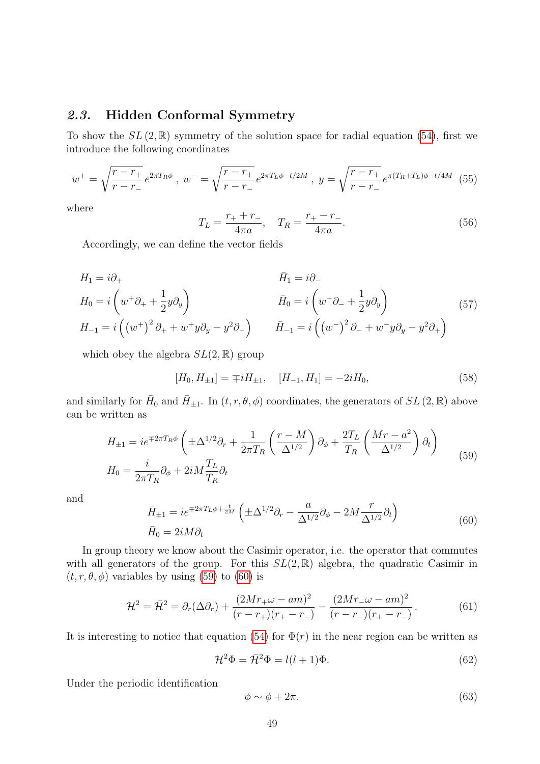### *2.3.* Hidden Conformal Symmetry

To show the $SL(2,\mathbb{R})$ symmetry of the solution space for radial equation (54), first we introduce the following coordinates

$$w^{+}=\sqrt{\frac{r-r_{+}}{r-r_{-}}}\,e^{2\pi T_R\phi}\ ,\ w^{-}=\sqrt{\frac{r-r_{+}}{r-r_{-}}}\,e^{2\pi T_L\phi-t/2M}\ ,\ y=\sqrt{\frac{r-r_{+}}{r-r_{-}}}\,e^{\pi(T_R+T_L)\phi-t/4M} \tag{55}$$

where

$$T_L=\frac{r_{+}+r_{-}}{4\pi a},\quad T_R=\frac{r_{+}-r_{-}}{4\pi a}. \tag{56}$$

Accordingly, we can define the vector fields

$$\begin{aligned}
H_1 &= i\partial_{+} & \bar{H}_1 &= i\partial_{-}\\
H_0 &= i\left(w^{+}\partial_{+}+\frac{1}{2}y\partial_y\right) & \bar{H}_0 &= i\left(w^{-}\partial_{-}+\frac{1}{2}y\partial_y\right)\\
H_{-1} &= i\left(\left(w^{+}\right)^2\partial_{+}+w^{+}y\partial_y-y^2\partial_{-}\right) & \bar{H}_{-1} &= i\left(\left(w^{-}\right)^2\partial_{-}+w^{-}y\partial_y-y^2\partial_{+}\right)
\end{aligned} \tag{57}$$

which obey the algebra $SL(2,\mathbb{R})$ group

$$[H_0,H_{\pm 1}]=\mp iH_{\pm 1},\quad [H_{-1},H_1]=-2iH_0, \tag{58}$$

and similarly for $\bar{H}_0$ and $\bar{H}_{\pm 1}$. In $(t,r,\theta,\phi)$ coordinates, the generators of $SL(2,\mathbb{R})$ above can be written as

$$\begin{aligned}
H_{\pm 1} &= ie^{\mp 2\pi T_R\phi}\left(\pm\Delta^{1/2}\partial_r+\frac{1}{2\pi T_R}\left(\frac{r-M}{\Delta^{1/2}}\right)\partial_\phi+\frac{2T_L}{T_R}\left(\frac{Mr-a^2}{\Delta^{1/2}}\right)\partial_t\right)\\
H_0 &= \frac{i}{2\pi T_R}\partial_\phi+2iM\frac{T_L}{T_R}\partial_t
\end{aligned} \tag{59}$$

and

$$\begin{aligned}
\bar{H}_{\pm 1} &= ie^{\mp 2\pi T_L\phi+\frac{t}{2M}}\left(\pm\Delta^{1/2}\partial_r-\frac{a}{\Delta^{1/2}}\partial_\phi-2M\frac{r}{\Delta^{1/2}}\partial_t\right)\\
\bar{H}_0 &= 2iM\partial_t
\end{aligned} \tag{60}$$

In group theory we know about the Casimir operator, i.e. the operator that commutes with all generators of the group. For this $SL(2,\mathbb{R})$ algebra, the quadratic Casimir in $(t,r,\theta,\phi)$ variables by using (59) to (60) is

$$\mathcal{H}^2=\bar{\mathcal{H}}^2=\partial_r(\Delta\partial_r)+\frac{(2Mr_{+}\omega-am)^2}{(r-r_{+})(r_{+}-r_{-})}-\frac{(2Mr_{-}\omega-am)^2}{(r-r_{-})(r_{+}-r_{-})}\,. \tag{61}$$

It is interesting to notice that equation (54) for $\Phi(r)$ in the near region can be written as

$$\mathcal{H}^2\Phi=\bar{\mathcal{H}}^2\Phi=l(l+1)\Phi. \tag{62}$$

Under the periodic identification

$$\phi\sim\phi+2\pi. \tag{63}$$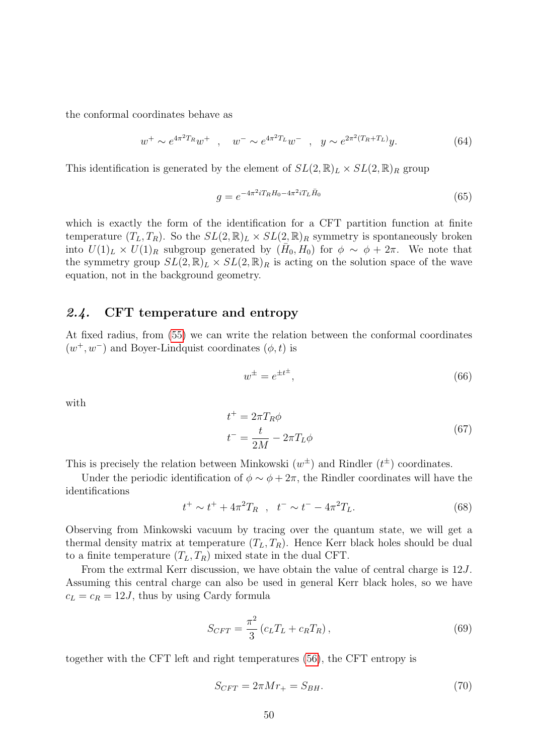the conformal coordinates behave as

$$w^+ \sim e^{4\pi^2 T_R} w^+ \quad , \quad w^- \sim e^{4\pi^2 T_L} w^- \quad , \quad y \sim e^{2\pi^2 (T_R + T_L)} y. \tag{64}$$

This identification is generated by the element of $SL(2,\mathbb{R})_L \times SL(2,\mathbb{R})_R$ group

$$g = e^{-4\pi^2 i T_R H_0 - 4\pi^2 i T_L \bar{H}_0} \tag{65}$$

which is exactly the form of the identification for a CFT partition function at finite temperature $(T_L, T_R)$. So the $SL(2,\mathbb{R})_L \times SL(2,\mathbb{R})_R$ symmetry is spontaneously broken into $U(1)_L \times U(1)_R$ subgroup generated by $(\bar{H}_0, H_0)$ for $\phi \sim \phi + 2\pi$. We note that the symmetry group $SL(2,\mathbb{R})_L \times SL(2,\mathbb{R})_R$ is acting on the solution space of the wave equation, not in the background geometry.

## 2.4. CFT temperature and entropy

At fixed radius, from (55) we can write the relation between the conformal coordinates $(w^+, w^-)$ and Boyer-Lindquist coordinates $(\phi, t)$ is

$$w^\pm = e^{\pm t^\pm}, \tag{66}$$

with

$$\begin{aligned} t^+ &= 2\pi T_R \phi \\ t^- &= \frac{t}{2M} - 2\pi T_L \phi \end{aligned} \tag{67}$$

This is precisely the relation between Minkowski $(w^\pm)$ and Rindler $(t^\pm)$ coordinates.

Under the periodic identification of $\phi \sim \phi + 2\pi$, the Rindler coordinates will have the identifications

$$t^+ \sim t^+ + 4\pi^2 T_R \quad , \quad t^- \sim t^- - 4\pi^2 T_L. \tag{68}$$

Observing from Minkowski vacuum by tracing over the quantum state, we will get a thermal density matrix at temperature $(T_L, T_R)$. Hence Kerr black holes should be dual to a finite temperature $(T_L, T_R)$ mixed state in the dual CFT.

From the extrmal Kerr discussion, we have obtain the value of central charge is $12J$. Assuming this central charge can also be used in general Kerr black holes, so we have $c_L = c_R = 12J$, thus by using Cardy formula

$$S_{CFT} = \frac{\pi^2}{3}\left(c_L T_L + c_R T_R\right), \tag{69}$$

together with the CFT left and right temperatures (56), the CFT entropy is

$$S_{CFT} = 2\pi M r_+ = S_{BH}. \tag{70}$$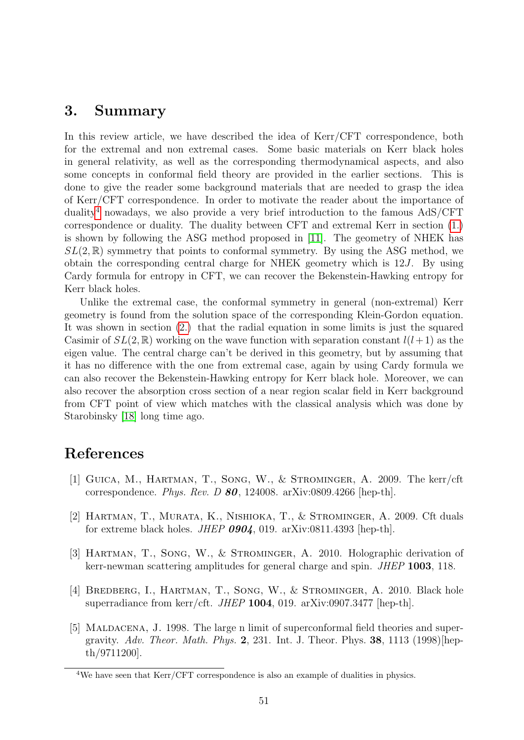## 3. Summary

In this review article, we have described the idea of Kerr/CFT correspondence, both for the extremal and non extremal cases. Some basic materials on Kerr black holes in general relativity, as well as the corresponding thermodynamical aspects, and also some concepts in conformal field theory are provided in the earlier sections. This is done to give the reader some background materials that are needed to grasp the idea of Kerr/CFT correspondence. In order to motivate the reader about the importance of duality[4] nowadays, we also provide a very brief introduction to the famous AdS/CFT correspondence or duality. The duality between CFT and extremal Kerr in section (1.) is shown by following the ASG method proposed in [11]. The geometry of NHEK has $SL(2,\mathbb{R})$ symmetry that points to conformal symmetry. By using the ASG method, we obtain the corresponding central charge for NHEK geometry which is $12J$. By using Cardy formula for entropy in CFT, we can recover the Bekenstein-Hawking entropy for Kerr black holes.

Unlike the extremal case, the conformal symmetry in general (non-extremal) Kerr geometry is found from the solution space of the corresponding Klein-Gordon equation. It was shown in section (2.) that the radial equation in some limits is just the squared Casimir of $SL(2,\mathbb{R})$ working on the wave function with separation constant $l(l+1)$ as the eigen value. The central charge can't be derived in this geometry, but by assuming that it has no difference with the one from extremal case, again by using Cardy formula we can also recover the Bekenstein-Hawking entropy for Kerr black hole. Moreover, we can also recover the absorption cross section of a near region scalar field in Kerr background from CFT point of view which matches with the classical analysis which was done by Starobinsky [18] long time ago.

## References

[1] Guica, M., Hartman, T., Song, W., & Strominger, A. 2009. The kerr/cft correspondence. *Phys. Rev. D* ***80***, 124008. arXiv:0809.4266 [hep-th].

[2] Hartman, T., Murata, K., Nishioka, T., & Strominger, A. 2009. Cft duals for extreme black holes. *JHEP* ***0904***, 019. arXiv:0811.4393 [hep-th].

[3] Hartman, T., Song, W., & Strominger, A. 2010. Holographic derivation of kerr-newman scattering amplitudes for general charge and spin. *JHEP* **1003**, 118.

[4] Bredberg, I., Hartman, T., Song, W., & Strominger, A. 2010. Black hole superradiance from kerr/cft. *JHEP* **1004**, 019. arXiv:0907.3477 [hep-th].

[5] Maldacena, J. 1998. The large n limit of superconformal field theories and supergravity. *Adv. Theor. Math. Phys.* **2**, 231. Int. J. Theor. Phys. **38**, 1113 (1998)[hep-th/9711200].

[4] We have seen that Kerr/CFT correspondence is also an example of dualities in physics.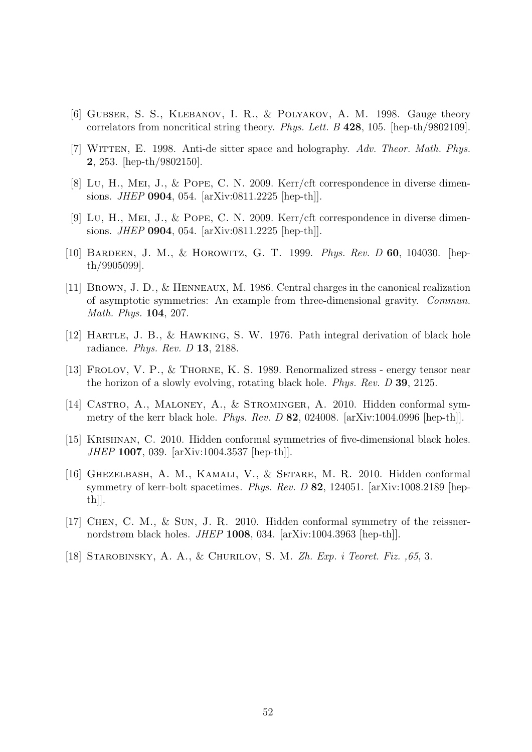[6] Gubser, S. S., Klebanov, I. R., & Polyakov, A. M. 1998. Gauge theory correlators from noncritical string theory. *Phys. Lett. B* **428**, 105. [hep-th/9802109].

[7] Witten, E. 1998. Anti-de sitter space and holography. *Adv. Theor. Math. Phys.* **2**, 253. [hep-th/9802150].

[8] Lu, H., Mei, J., & Pope, C. N. 2009. Kerr/cft correspondence in diverse dimensions. *JHEP* **0904**, 054. [arXiv:0811.2225 [hep-th]].

[9] Lu, H., Mei, J., & Pope, C. N. 2009. Kerr/cft correspondence in diverse dimensions. *JHEP* **0904**, 054. [arXiv:0811.2225 [hep-th]].

[10] Bardeen, J. M., & Horowitz, G. T. 1999. *Phys. Rev. D* **60**, 104030. [hep-th/9905099].

[11] Brown, J. D., & Henneaux, M. 1986. Central charges in the canonical realization of asymptotic symmetries: An example from three-dimensional gravity. *Commun. Math. Phys.* **104**, 207.

[12] Hartle, J. B., & Hawking, S. W. 1976. Path integral derivation of black hole radiance. *Phys. Rev. D* **13**, 2188.

[13] Frolov, V. P., & Thorne, K. S. 1989. Renormalized stress - energy tensor near the horizon of a slowly evolving, rotating black hole. *Phys. Rev. D* **39**, 2125.

[14] Castro, A., Maloney, A., & Strominger, A. 2010. Hidden conformal symmetry of the kerr black hole. *Phys. Rev. D* **82**, 024008. [arXiv:1004.0996 [hep-th]].

[15] Krishnan, C. 2010. Hidden conformal symmetries of five-dimensional black holes. *JHEP* **1007**, 039. [arXiv:1004.3537 [hep-th]].

[16] Ghezelbash, A. M., Kamali, V., & Setare, M. R. 2010. Hidden conformal symmetry of kerr-bolt spacetimes. *Phys. Rev. D* **82**, 124051. [arXiv:1008.2189 [hep-th]].

[17] Chen, C. M., & Sun, J. R. 2010. Hidden conformal symmetry of the reissner-nordstrøm black holes. *JHEP* **1008**, 034. [arXiv:1004.3963 [hep-th]].

[18] Starobinsky, A. A., & Churilov, S. M. *Zh. Exp. i Teoret. Fiz. ,65*, 3.